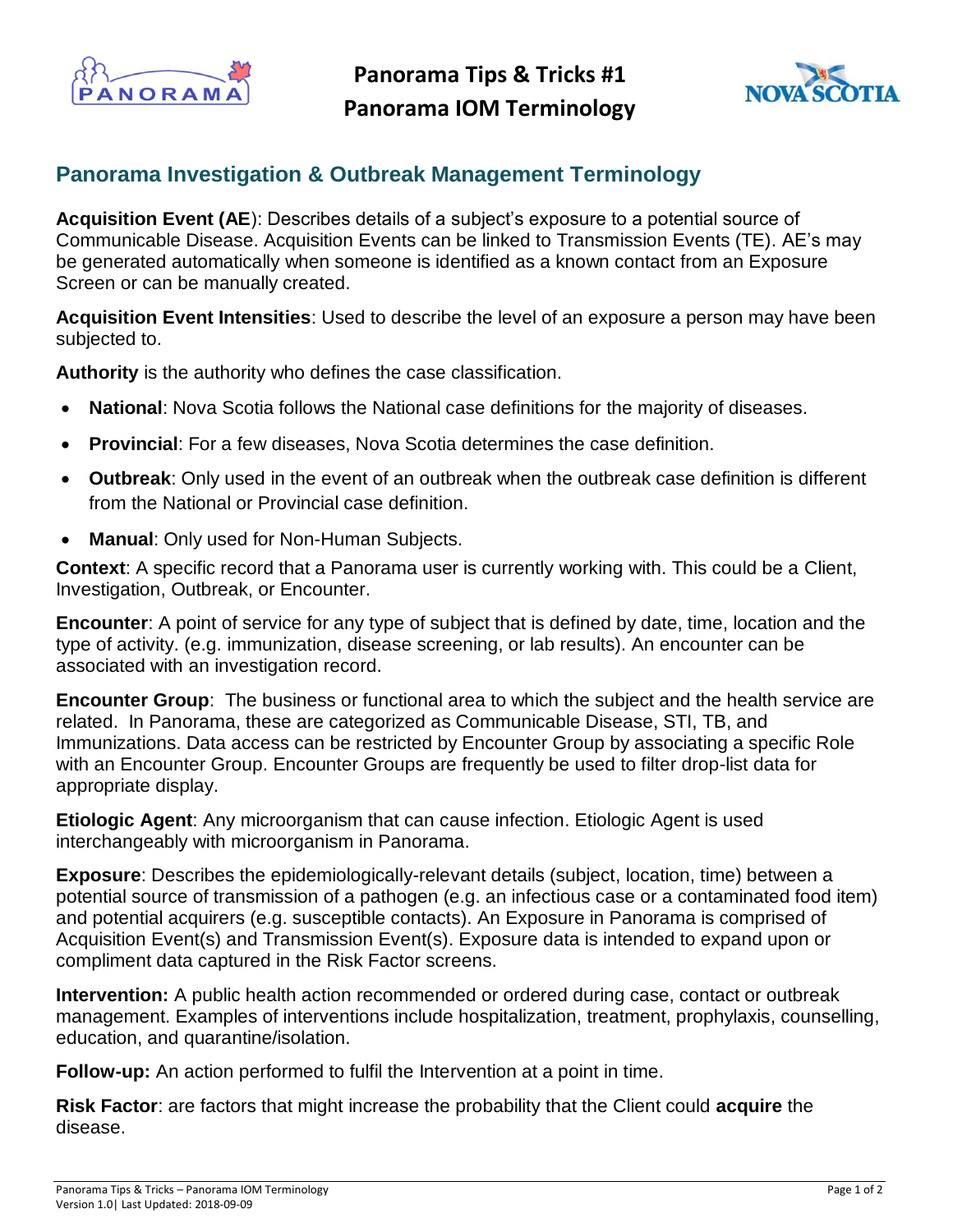# Panorama Tips & Tricks #1
# Panorama IOM Terminology

## Panorama Investigation & Outbreak Management Terminology

**Acquisition Event (AE**): Describes details of a subject's exposure to a potential source of Communicable Disease. Acquisition Events can be linked to Transmission Events (TE). AE's may be generated automatically when someone is identified as a known contact from an Exposure Screen or can be manually created.

**Acquisition Event Intensities**: Used to describe the level of an exposure a person may have been subjected to.

**Authority** is the authority who defines the case classification.

- **National**: Nova Scotia follows the National case definitions for the majority of diseases.
- **Provincial**: For a few diseases, Nova Scotia determines the case definition.
- **Outbreak**: Only used in the event of an outbreak when the outbreak case definition is different from the National or Provincial case definition.
- **Manual**: Only used for Non-Human Subjects.

**Context**: A specific record that a Panorama user is currently working with. This could be a Client, Investigation, Outbreak, or Encounter.

**Encounter**: A point of service for any type of subject that is defined by date, time, location and the type of activity. (e.g. immunization, disease screening, or lab results). An encounter can be associated with an investigation record.

**Encounter Group**: The business or functional area to which the subject and the health service are related. In Panorama, these are categorized as Communicable Disease, STI, TB, and Immunizations. Data access can be restricted by Encounter Group by associating a specific Role with an Encounter Group. Encounter Groups are frequently be used to filter drop-list data for appropriate display.

**Etiologic Agent**: Any microorganism that can cause infection. Etiologic Agent is used interchangeably with microorganism in Panorama.

**Exposure**: Describes the epidemiologically-relevant details (subject, location, time) between a potential source of transmission of a pathogen (e.g. an infectious case or a contaminated food item) and potential acquirers (e.g. susceptible contacts). An Exposure in Panorama is comprised of Acquisition Event(s) and Transmission Event(s). Exposure data is intended to expand upon or compliment data captured in the Risk Factor screens.

**Intervention:** A public health action recommended or ordered during case, contact or outbreak management. Examples of interventions include hospitalization, treatment, prophylaxis, counselling, education, and quarantine/isolation.

**Follow-up:** An action performed to fulfil the Intervention at a point in time.

**Risk Factor**: are factors that might increase the probability that the Client could **acquire** the disease.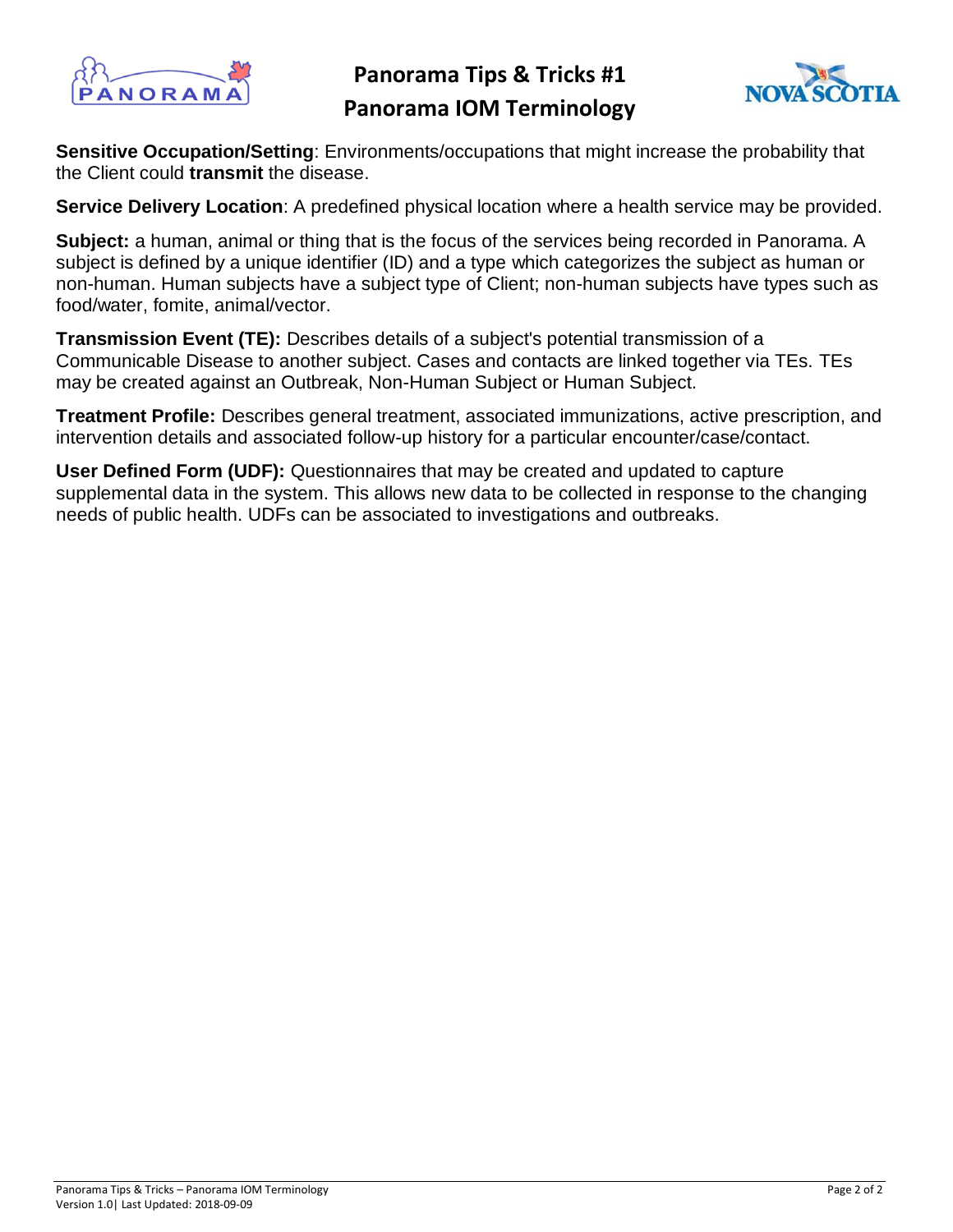**Sensitive Occupation/Setting**: Environments/occupations that might increase the probability that the Client could **transmit** the disease.

**Service Delivery Location**: A predefined physical location where a health service may be provided.

**Subject:** a human, animal or thing that is the focus of the services being recorded in Panorama. A subject is defined by a unique identifier (ID) and a type which categorizes the subject as human or non-human. Human subjects have a subject type of Client; non-human subjects have types such as food/water, fomite, animal/vector.

**Transmission Event (TE):** Describes details of a subject's potential transmission of a Communicable Disease to another subject. Cases and contacts are linked together via TEs. TEs may be created against an Outbreak, Non-Human Subject or Human Subject.

**Treatment Profile:** Describes general treatment, associated immunizations, active prescription, and intervention details and associated follow-up history for a particular encounter/case/contact.

**User Defined Form (UDF):** Questionnaires that may be created and updated to capture supplemental data in the system. This allows new data to be collected in response to the changing needs of public health. UDFs can be associated to investigations and outbreaks.